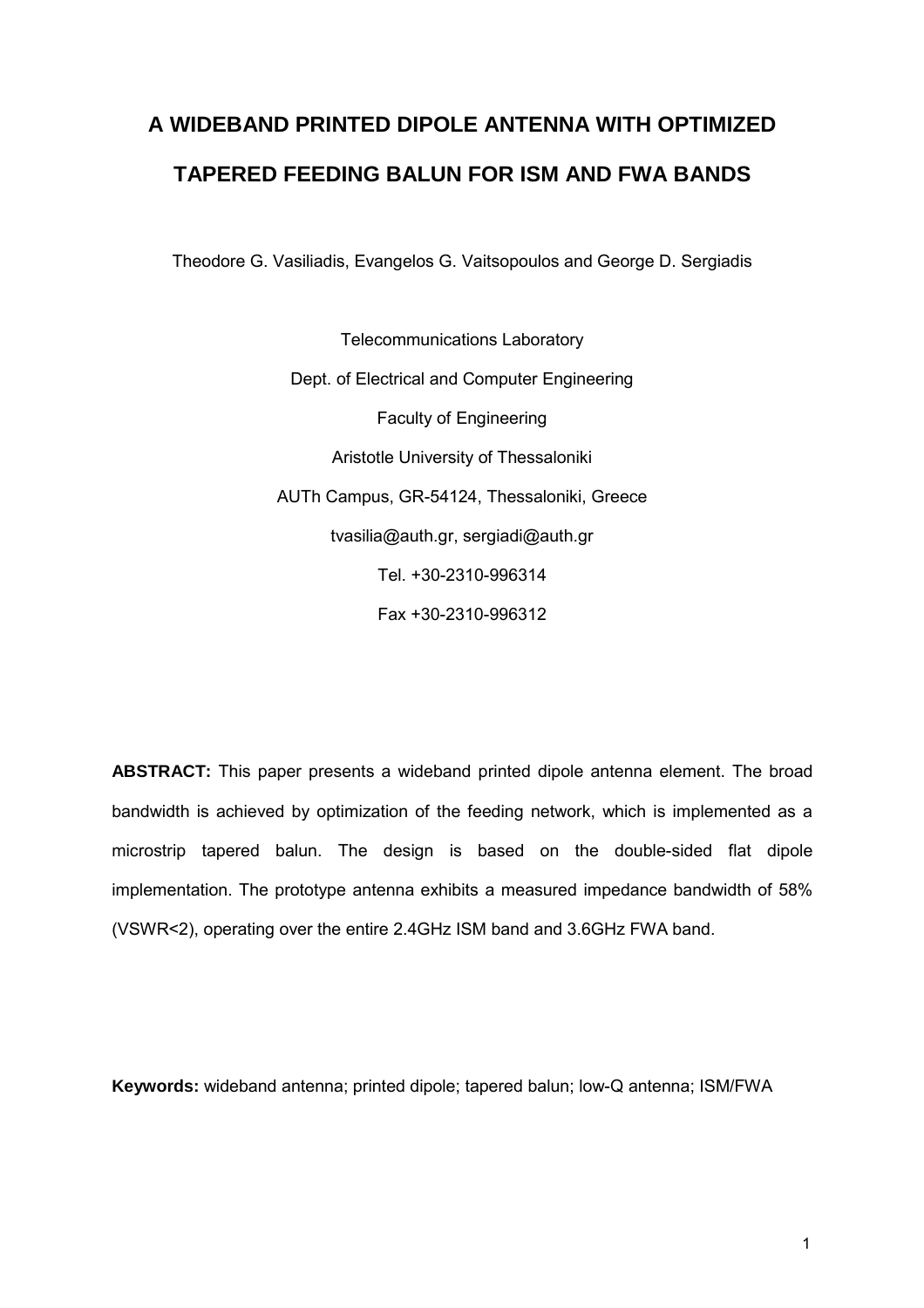# A WIDEBAND PRINTED DIPOLE ANTENNA WITH OPTIMIZED TAPERED FEEDING BALUN FOR ISM AND FWA BANDS

Theodore G. Vasiliadis, Evangelos G. Vaitsopoulos and George D. Sergiadis

Telecommunications Laboratory

Dept. of Electrical and Computer Engineering

Faculty of Engineering

Aristotle University of Thessaloniki

AUTh Campus, GR-54124, Thessaloniki, Greece

tvasilia@auth.gr, sergiadi@auth.gr

Tel. +30-2310-996314

Fax +30-2310-996312

**ABSTRACT:** This paper presents a wideband printed dipole antenna element. The broad bandwidth is achieved by optimization of the feeding network, which is implemented as a microstrip tapered balun. The design is based on the double-sided flat dipole implementation. The prototype antenna exhibits a measured impedance bandwidth of 58% (VSWR<2), operating over the entire 2.4GHz ISM band and 3.6GHz FWA band.

**Keywords:** wideband antenna; printed dipole; tapered balun; low-Q antenna; ISM/FWA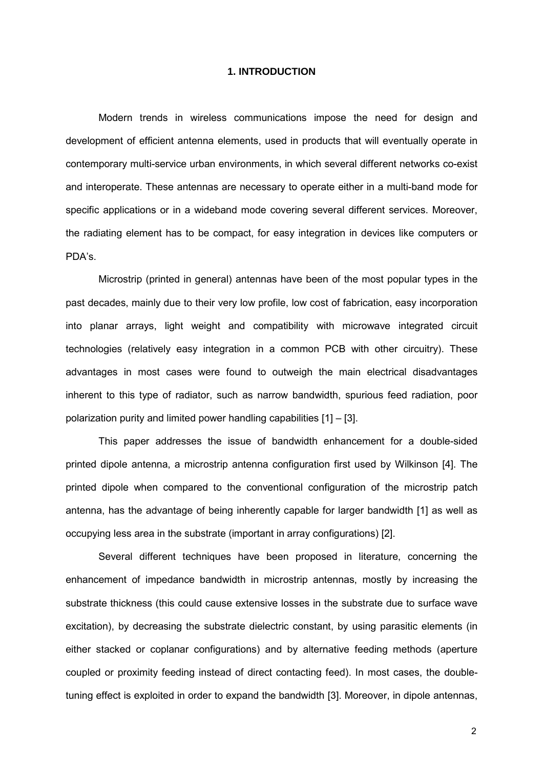## 1. INTRODUCTION

Modern trends in wireless communications impose the need for design and development of efficient antenna elements, used in products that will eventually operate in contemporary multi-service urban environments, in which several different networks co-exist and interoperate. These antennas are necessary to operate either in a multi-band mode for specific applications or in a wideband mode covering several different services. Moreover, the radiating element has to be compact, for easy integration in devices like computers or PDA's.

Microstrip (printed in general) antennas have been of the most popular types in the past decades, mainly due to their very low profile, low cost of fabrication, easy incorporation into planar arrays, light weight and compatibility with microwave integrated circuit technologies (relatively easy integration in a common PCB with other circuitry). These advantages in most cases were found to outweigh the main electrical disadvantages inherent to this type of radiator, such as narrow bandwidth, spurious feed radiation, poor polarization purity and limited power handling capabilities [1] – [3].

This paper addresses the issue of bandwidth enhancement for a double-sided printed dipole antenna, a microstrip antenna configuration first used by Wilkinson [4]. The printed dipole when compared to the conventional configuration of the microstrip patch antenna, has the advantage of being inherently capable for larger bandwidth [1] as well as occupying less area in the substrate (important in array configurations) [2].

Several different techniques have been proposed in literature, concerning the enhancement of impedance bandwidth in microstrip antennas, mostly by increasing the substrate thickness (this could cause extensive losses in the substrate due to surface wave excitation), by decreasing the substrate dielectric constant, by using parasitic elements (in either stacked or coplanar configurations) and by alternative feeding methods (aperture coupled or proximity feeding instead of direct contacting feed). In most cases, the double-tuning effect is exploited in order to expand the bandwidth [3]. Moreover, in dipole antennas,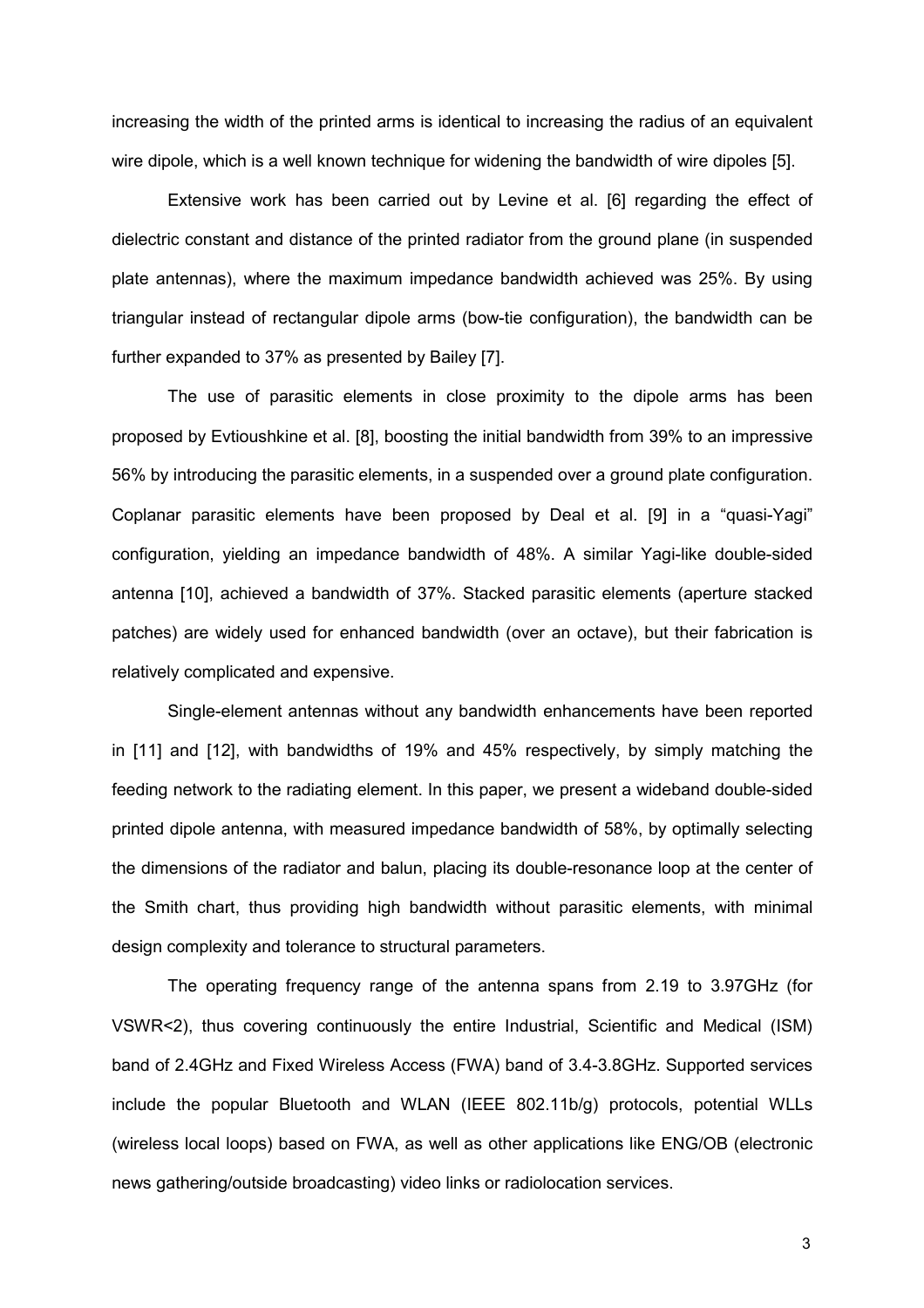increasing the width of the printed arms is identical to increasing the radius of an equivalent wire dipole, which is a well known technique for widening the bandwidth of wire dipoles [5].

Extensive work has been carried out by Levine et al. [6] regarding the effect of dielectric constant and distance of the printed radiator from the ground plane (in suspended plate antennas), where the maximum impedance bandwidth achieved was 25%. By using triangular instead of rectangular dipole arms (bow-tie configuration), the bandwidth can be further expanded to 37% as presented by Bailey [7].

The use of parasitic elements in close proximity to the dipole arms has been proposed by Evtioushkine et al. [8], boosting the initial bandwidth from 39% to an impressive 56% by introducing the parasitic elements, in a suspended over a ground plate configuration. Coplanar parasitic elements have been proposed by Deal et al. [9] in a "quasi-Yagi" configuration, yielding an impedance bandwidth of 48%. A similar Yagi-like double-sided antenna [10], achieved a bandwidth of 37%. Stacked parasitic elements (aperture stacked patches) are widely used for enhanced bandwidth (over an octave), but their fabrication is relatively complicated and expensive.

Single-element antennas without any bandwidth enhancements have been reported in [11] and [12], with bandwidths of 19% and 45% respectively, by simply matching the feeding network to the radiating element. In this paper, we present a wideband double-sided printed dipole antenna, with measured impedance bandwidth of 58%, by optimally selecting the dimensions of the radiator and balun, placing its double-resonance loop at the center of the Smith chart, thus providing high bandwidth without parasitic elements, with minimal design complexity and tolerance to structural parameters.

The operating frequency range of the antenna spans from 2.19 to 3.97GHz (for VSWR<2), thus covering continuously the entire Industrial, Scientific and Medical (ISM) band of 2.4GHz and Fixed Wireless Access (FWA) band of 3.4-3.8GHz. Supported services include the popular Bluetooth and WLAN (IEEE 802.11b/g) protocols, potential WLLs (wireless local loops) based on FWA, as well as other applications like ENG/OB (electronic news gathering/outside broadcasting) video links or radiolocation services.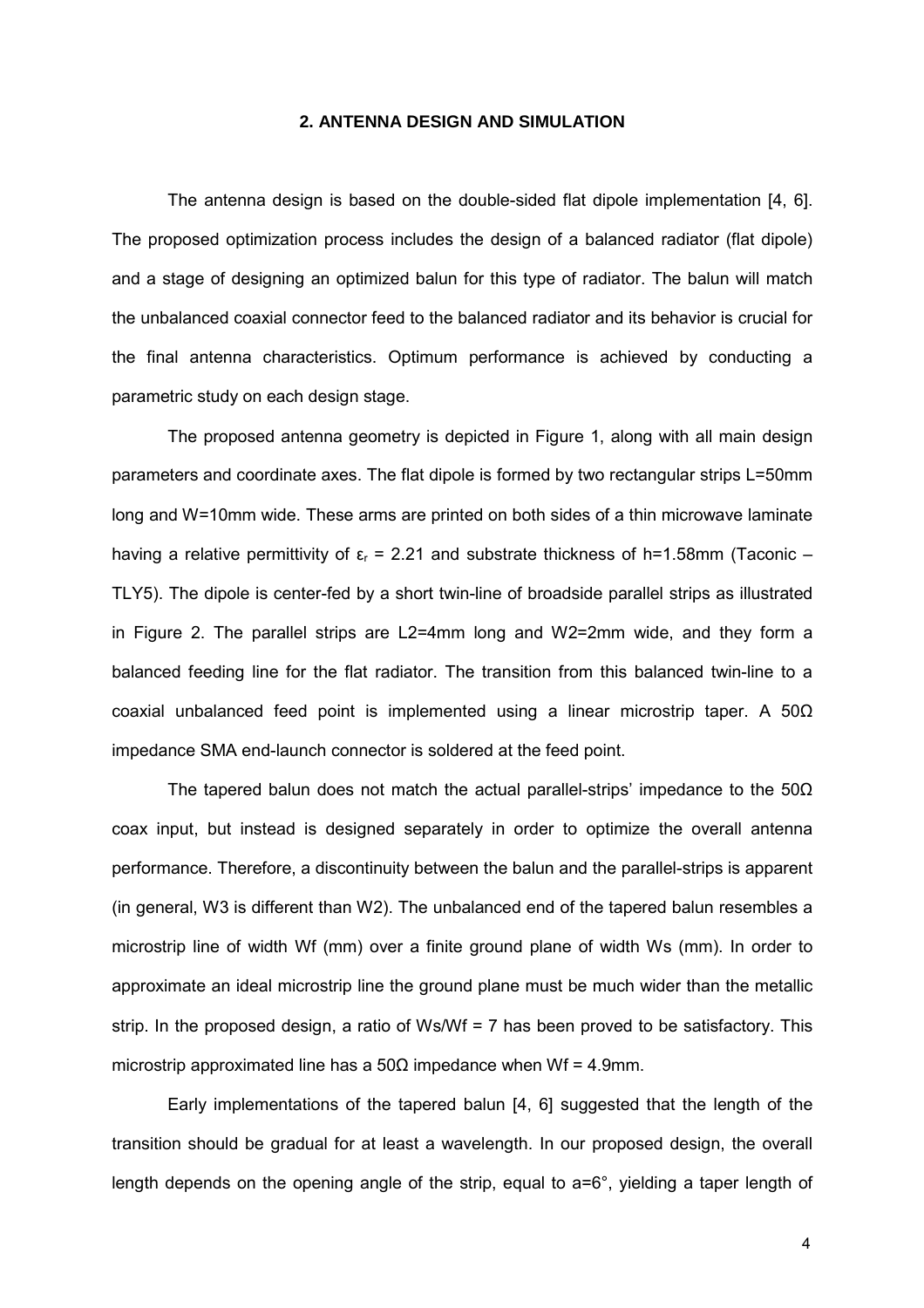## 2. ANTENNA DESIGN AND SIMULATION

The antenna design is based on the double-sided flat dipole implementation [4, 6]. The proposed optimization process includes the design of a balanced radiator (flat dipole) and a stage of designing an optimized balun for this type of radiator. The balun will match the unbalanced coaxial connector feed to the balanced radiator and its behavior is crucial for the final antenna characteristics. Optimum performance is achieved by conducting a parametric study on each design stage.

The proposed antenna geometry is depicted in Figure 1, along with all main design parameters and coordinate axes. The flat dipole is formed by two rectangular strips L=50mm long and W=10mm wide. These arms are printed on both sides of a thin microwave laminate having a relative permittivity of $\varepsilon_r$ = 2.21 and substrate thickness of h=1.58mm (Taconic – TLY5). The dipole is center-fed by a short twin-line of broadside parallel strips as illustrated in Figure 2. The parallel strips are L2=4mm long and W2=2mm wide, and they form a balanced feeding line for the flat radiator. The transition from this balanced twin-line to a coaxial unbalanced feed point is implemented using a linear microstrip taper. A 50Ω impedance SMA end-launch connector is soldered at the feed point.

The tapered balun does not match the actual parallel-strips' impedance to the 50Ω coax input, but instead is designed separately in order to optimize the overall antenna performance. Therefore, a discontinuity between the balun and the parallel-strips is apparent (in general, W3 is different than W2). The unbalanced end of the tapered balun resembles a microstrip line of width Wf (mm) over a finite ground plane of width Ws (mm). In order to approximate an ideal microstrip line the ground plane must be much wider than the metallic strip. In the proposed design, a ratio of Ws/Wf = 7 has been proved to be satisfactory. This microstrip approximated line has a 50Ω impedance when Wf = 4.9mm.

Early implementations of the tapered balun [4, 6] suggested that the length of the transition should be gradual for at least a wavelength. In our proposed design, the overall length depends on the opening angle of the strip, equal to a=6°, yielding a taper length of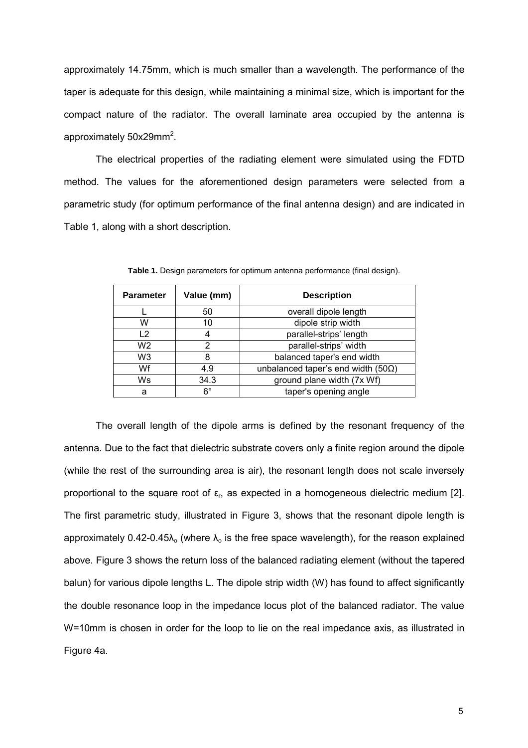approximately 14.75mm, which is much smaller than a wavelength. The performance of the taper is adequate for this design, while maintaining a minimal size, which is important for the compact nature of the radiator. The overall laminate area occupied by the antenna is approximately $50\text{x}29\text{mm}^2$.

The electrical properties of the radiating element were simulated using the FDTD method. The values for the aforementioned design parameters were selected from a parametric study (for optimum performance of the final antenna design) and are indicated in Table 1, along with a short description.

**Table 1.** Design parameters for optimum antenna performance (final design).

| Parameter | Value (mm) | Description |
| --- | --- | --- |
| L | 50 | overall dipole length |
| W | 10 | dipole strip width |
| L2 | 4 | parallel-strips' length |
| W2 | 2 | parallel-strips' width |
| W3 | 8 | balanced taper's end width |
| Wf | 4.9 | unbalanced taper's end width (50Ω) |
| Ws | 34.3 | ground plane width (7x Wf) |
| a | 6° | taper's opening angle |

The overall length of the dipole arms is defined by the resonant frequency of the antenna. Due to the fact that dielectric substrate covers only a finite region around the dipole (while the rest of the surrounding area is air), the resonant length does not scale inversely proportional to the square root of $\varepsilon_r$, as expected in a homogeneous dielectric medium [2]. The first parametric study, illustrated in Figure 3, shows that the resonant dipole length is approximately $0.42\text{-}0.45\lambda_o$ (where $\lambda_o$ is the free space wavelength), for the reason explained above. Figure 3 shows the return loss of the balanced radiating element (without the tapered balun) for various dipole lengths L. The dipole strip width (W) has found to affect significantly the double resonance loop in the impedance locus plot of the balanced radiator. The value W=10mm is chosen in order for the loop to lie on the real impedance axis, as illustrated in Figure 4a.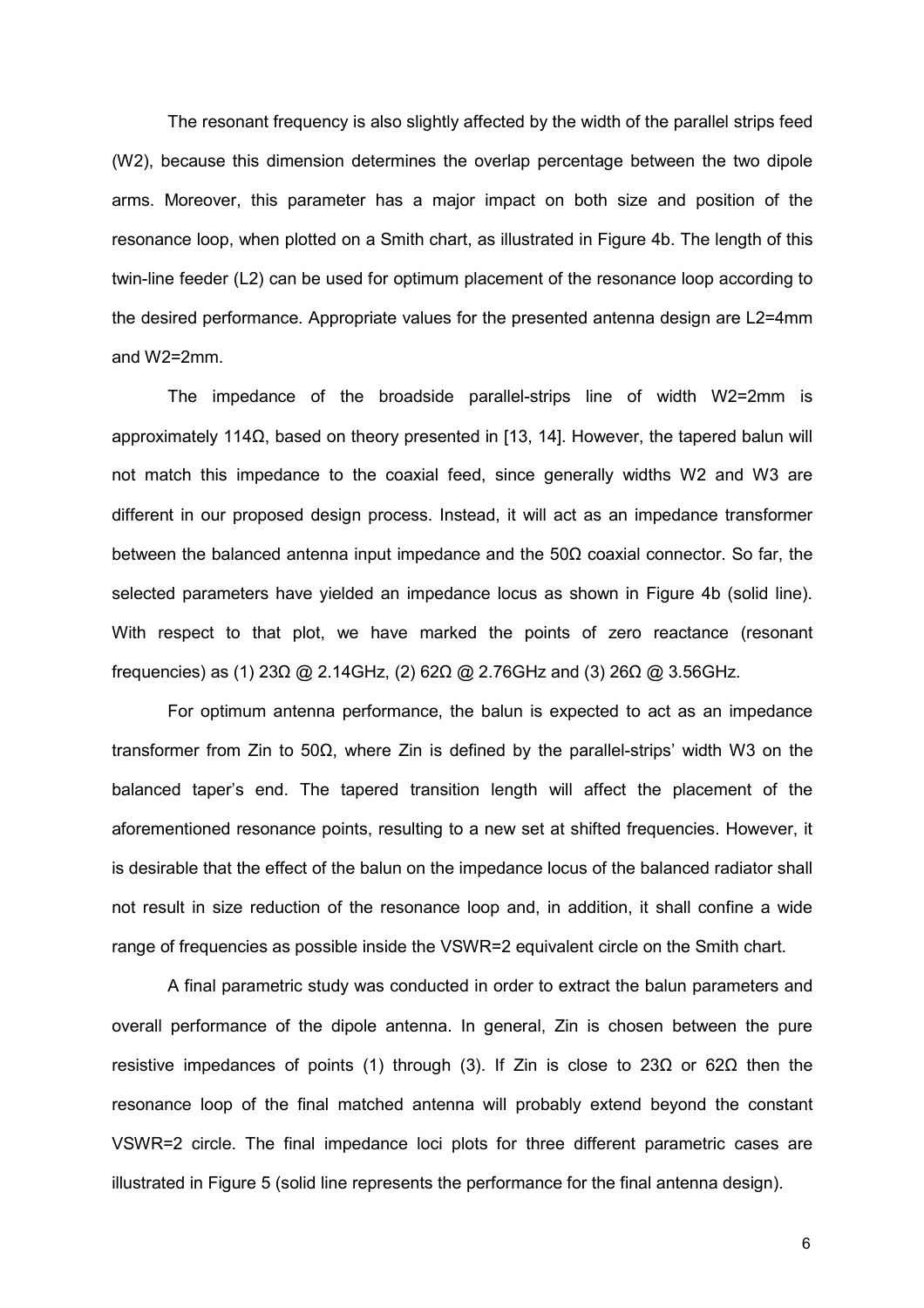The resonant frequency is also slightly affected by the width of the parallel strips feed (W2), because this dimension determines the overlap percentage between the two dipole arms. Moreover, this parameter has a major impact on both size and position of the resonance loop, when plotted on a Smith chart, as illustrated in Figure 4b. The length of this twin-line feeder (L2) can be used for optimum placement of the resonance loop according to the desired performance. Appropriate values for the presented antenna design are L2=4mm and W2=2mm.

The impedance of the broadside parallel-strips line of width W2=2mm is approximately 114Ω, based on theory presented in [13, 14]. However, the tapered balun will not match this impedance to the coaxial feed, since generally widths W2 and W3 are different in our proposed design process. Instead, it will act as an impedance transformer between the balanced antenna input impedance and the 50Ω coaxial connector. So far, the selected parameters have yielded an impedance locus as shown in Figure 4b (solid line). With respect to that plot, we have marked the points of zero reactance (resonant frequencies) as (1) 23Ω @ 2.14GHz, (2) 62Ω @ 2.76GHz and (3) 26Ω @ 3.56GHz.

For optimum antenna performance, the balun is expected to act as an impedance transformer from Zin to 50Ω, where Zin is defined by the parallel-strips' width W3 on the balanced taper's end. The tapered transition length will affect the placement of the aforementioned resonance points, resulting to a new set at shifted frequencies. However, it is desirable that the effect of the balun on the impedance locus of the balanced radiator shall not result in size reduction of the resonance loop and, in addition, it shall confine a wide range of frequencies as possible inside the VSWR=2 equivalent circle on the Smith chart.

A final parametric study was conducted in order to extract the balun parameters and overall performance of the dipole antenna. In general, Zin is chosen between the pure resistive impedances of points (1) through (3). If Zin is close to 23Ω or 62Ω then the resonance loop of the final matched antenna will probably extend beyond the constant VSWR=2 circle. The final impedance loci plots for three different parametric cases are illustrated in Figure 5 (solid line represents the performance for the final antenna design).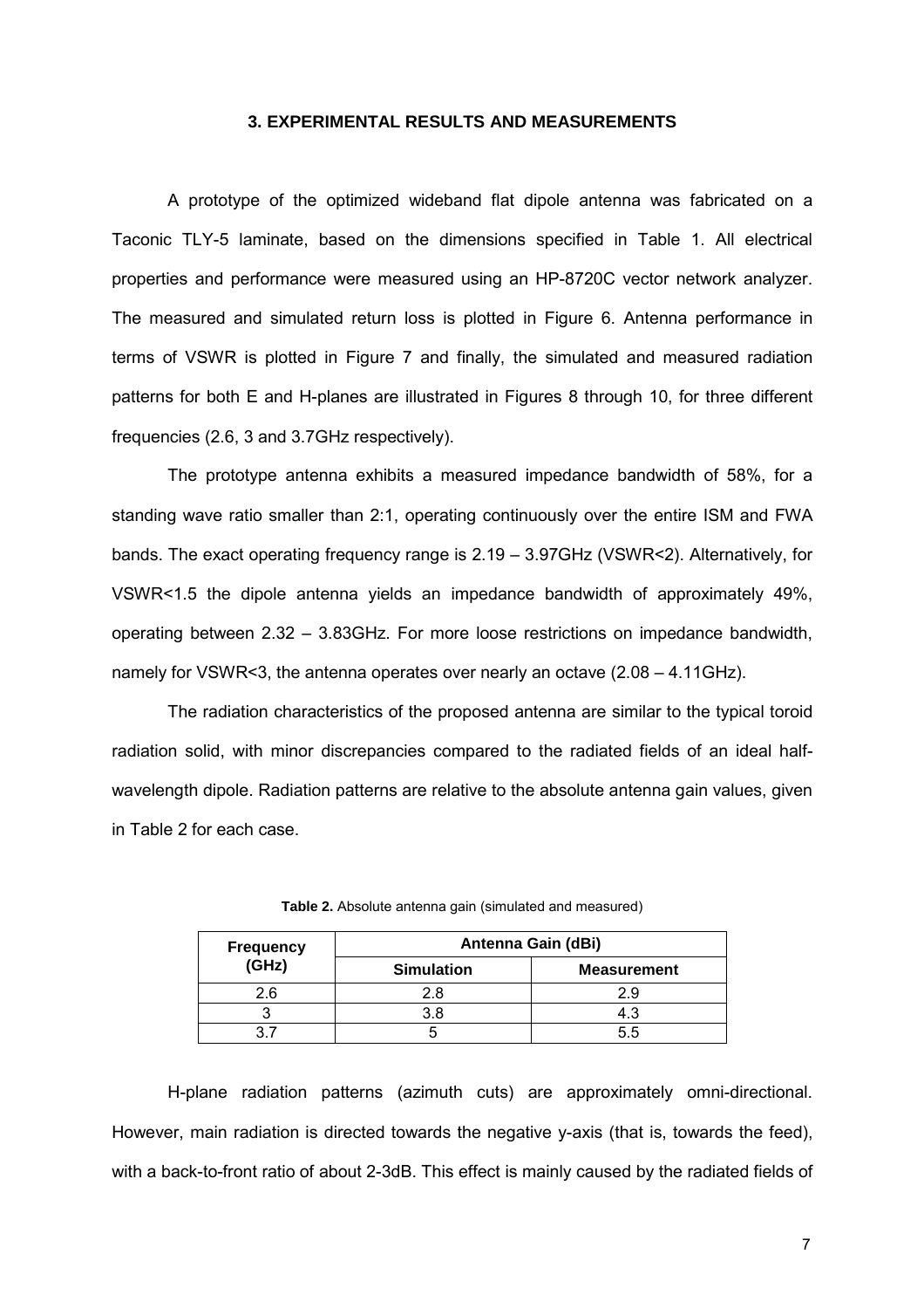## 3. EXPERIMENTAL RESULTS AND MEASUREMENTS

A prototype of the optimized wideband flat dipole antenna was fabricated on a Taconic TLY-5 laminate, based on the dimensions specified in Table 1. All electrical properties and performance were measured using an HP-8720C vector network analyzer. The measured and simulated return loss is plotted in Figure 6. Antenna performance in terms of VSWR is plotted in Figure 7 and finally, the simulated and measured radiation patterns for both E and H-planes are illustrated in Figures 8 through 10, for three different frequencies (2.6, 3 and 3.7GHz respectively).

The prototype antenna exhibits a measured impedance bandwidth of 58%, for a standing wave ratio smaller than 2:1, operating continuously over the entire ISM and FWA bands. The exact operating frequency range is 2.19 – 3.97GHz (VSWR<2). Alternatively, for VSWR<1.5 the dipole antenna yields an impedance bandwidth of approximately 49%, operating between 2.32 – 3.83GHz. For more loose restrictions on impedance bandwidth, namely for VSWR<3, the antenna operates over nearly an octave (2.08 – 4.11GHz).

The radiation characteristics of the proposed antenna are similar to the typical toroid radiation solid, with minor discrepancies compared to the radiated fields of an ideal half-wavelength dipole. Radiation patterns are relative to the absolute antenna gain values, given in Table 2 for each case.

**Table 2.** Absolute antenna gain (simulated and measured)

| Frequency (GHz) | Antenna Gain (dBi) | |
|---|---|---|
| | **Simulation** | **Measurement** |
| 2.6 | 2.8 | 2.9 |
| 3 | 3.8 | 4.3 |
| 3.7 | 5 | 5.5 |

H-plane radiation patterns (azimuth cuts) are approximately omni-directional. However, main radiation is directed towards the negative y-axis (that is, towards the feed), with a back-to-front ratio of about 2-3dB. This effect is mainly caused by the radiated fields of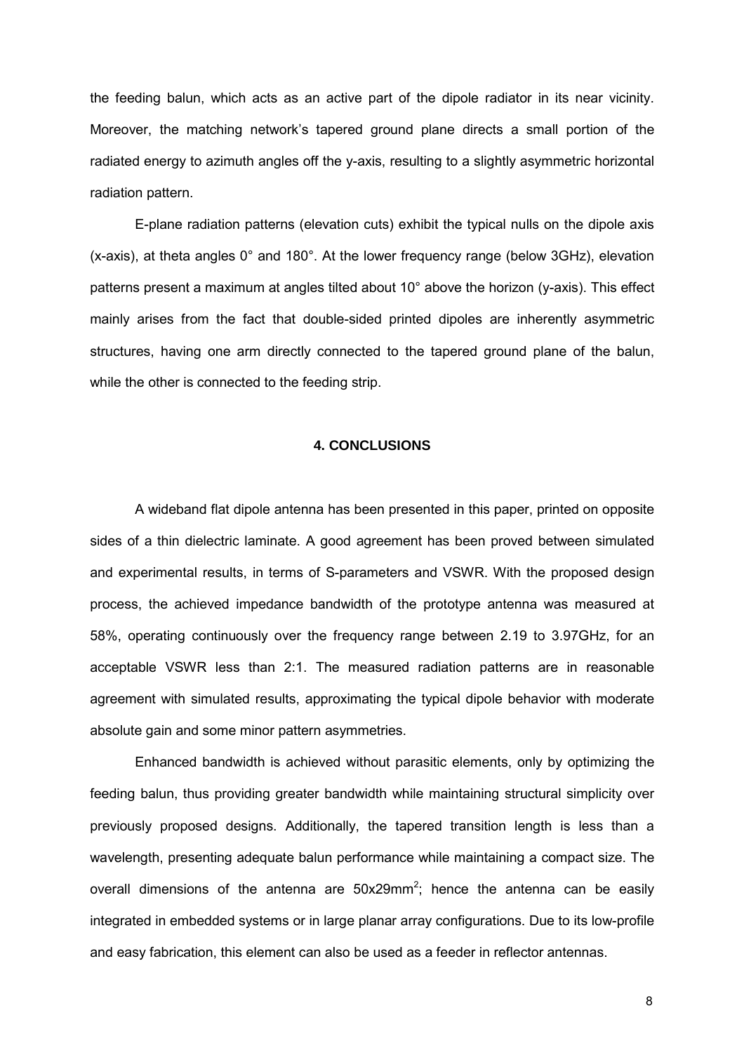the feeding balun, which acts as an active part of the dipole radiator in its near vicinity. Moreover, the matching network's tapered ground plane directs a small portion of the radiated energy to azimuth angles off the y-axis, resulting to a slightly asymmetric horizontal radiation pattern.

E-plane radiation patterns (elevation cuts) exhibit the typical nulls on the dipole axis (x-axis), at theta angles 0° and 180°. At the lower frequency range (below 3GHz), elevation patterns present a maximum at angles tilted about 10° above the horizon (y-axis). This effect mainly arises from the fact that double-sided printed dipoles are inherently asymmetric structures, having one arm directly connected to the tapered ground plane of the balun, while the other is connected to the feeding strip.

## 4. CONCLUSIONS

A wideband flat dipole antenna has been presented in this paper, printed on opposite sides of a thin dielectric laminate. A good agreement has been proved between simulated and experimental results, in terms of S-parameters and VSWR. With the proposed design process, the achieved impedance bandwidth of the prototype antenna was measured at 58%, operating continuously over the frequency range between 2.19 to 3.97GHz, for an acceptable VSWR less than 2:1. The measured radiation patterns are in reasonable agreement with simulated results, approximating the typical dipole behavior with moderate absolute gain and some minor pattern asymmetries.

Enhanced bandwidth is achieved without parasitic elements, only by optimizing the feeding balun, thus providing greater bandwidth while maintaining structural simplicity over previously proposed designs. Additionally, the tapered transition length is less than a wavelength, presenting adequate balun performance while maintaining a compact size. The overall dimensions of the antenna are 50x29mm$^2$; hence the antenna can be easily integrated in embedded systems or in large planar array configurations. Due to its low-profile and easy fabrication, this element can also be used as a feeder in reflector antennas.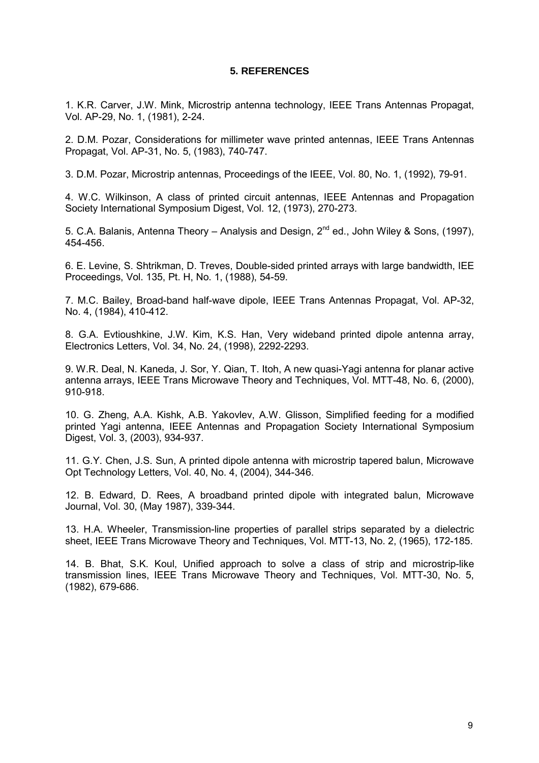## 5. REFERENCES

1. K.R. Carver, J.W. Mink, Microstrip antenna technology, IEEE Trans Antennas Propagat, Vol. AP-29, No. 1, (1981), 2-24.

2. D.M. Pozar, Considerations for millimeter wave printed antennas, IEEE Trans Antennas Propagat, Vol. AP-31, No. 5, (1983), 740-747.

3. D.M. Pozar, Microstrip antennas, Proceedings of the IEEE, Vol. 80, No. 1, (1992), 79-91.

4. W.C. Wilkinson, A class of printed circuit antennas, IEEE Antennas and Propagation Society International Symposium Digest, Vol. 12, (1973), 270-273.

5. C.A. Balanis, Antenna Theory – Analysis and Design, 2nd ed., John Wiley & Sons, (1997), 454-456.

6. E. Levine, S. Shtrikman, D. Treves, Double-sided printed arrays with large bandwidth, IEE Proceedings, Vol. 135, Pt. H, No. 1, (1988), 54-59.

7. M.C. Bailey, Broad-band half-wave dipole, IEEE Trans Antennas Propagat, Vol. AP-32, No. 4, (1984), 410-412.

8. G.A. Evtioushkine, J.W. Kim, K.S. Han, Very wideband printed dipole antenna array, Electronics Letters, Vol. 34, No. 24, (1998), 2292-2293.

9. W.R. Deal, N. Kaneda, J. Sor, Y. Qian, T. Itoh, A new quasi-Yagi antenna for planar active antenna arrays, IEEE Trans Microwave Theory and Techniques, Vol. MTT-48, No. 6, (2000), 910-918.

10. G. Zheng, A.A. Kishk, A.B. Yakovlev, A.W. Glisson, Simplified feeding for a modified printed Yagi antenna, IEEE Antennas and Propagation Society International Symposium Digest, Vol. 3, (2003), 934-937.

11. G.Y. Chen, J.S. Sun, A printed dipole antenna with microstrip tapered balun, Microwave Opt Technology Letters, Vol. 40, No. 4, (2004), 344-346.

12. B. Edward, D. Rees, A broadband printed dipole with integrated balun, Microwave Journal, Vol. 30, (May 1987), 339-344.

13. H.A. Wheeler, Transmission-line properties of parallel strips separated by a dielectric sheet, IEEE Trans Microwave Theory and Techniques, Vol. MTT-13, No. 2, (1965), 172-185.

14. B. Bhat, S.K. Koul, Unified approach to solve a class of strip and microstrip-like transmission lines, IEEE Trans Microwave Theory and Techniques, Vol. MTT-30, No. 5, (1982), 679-686.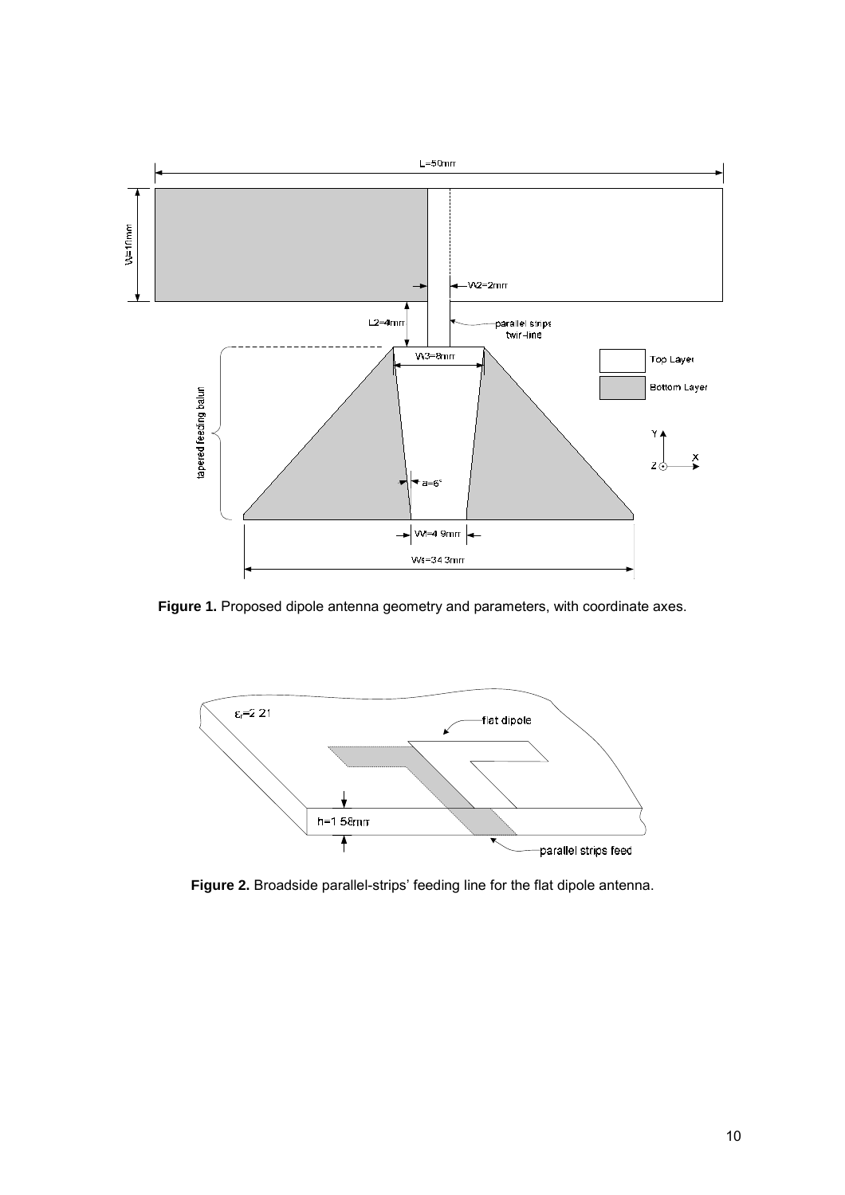**Figure 1.** Proposed dipole antenna geometry and parameters, with coordinate axes.

**Figure 2.** Broadside parallel-strips' feeding line for the flat dipole antenna.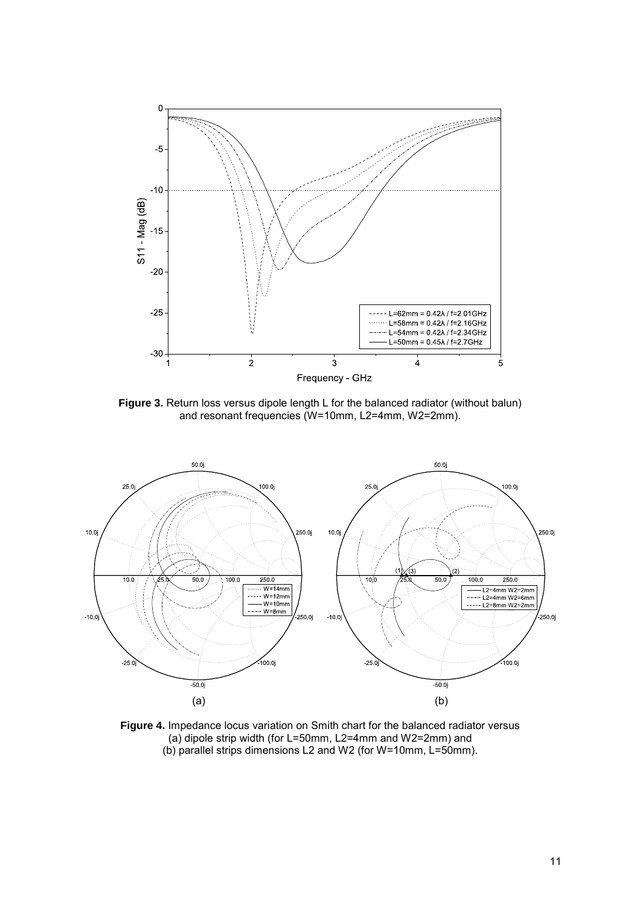**Figure 3.** Return loss versus dipole length L for the balanced radiator (without balun) and resonant frequencies (W=10mm, L2=4mm, W2=2mm).

**Figure 4.** Impedance locus variation on Smith chart for the balanced radiator versus (a) dipole strip width (for L=50mm, L2=4mm and W2=2mm) and (b) parallel strips dimensions L2 and W2 (for W=10mm, L=50mm).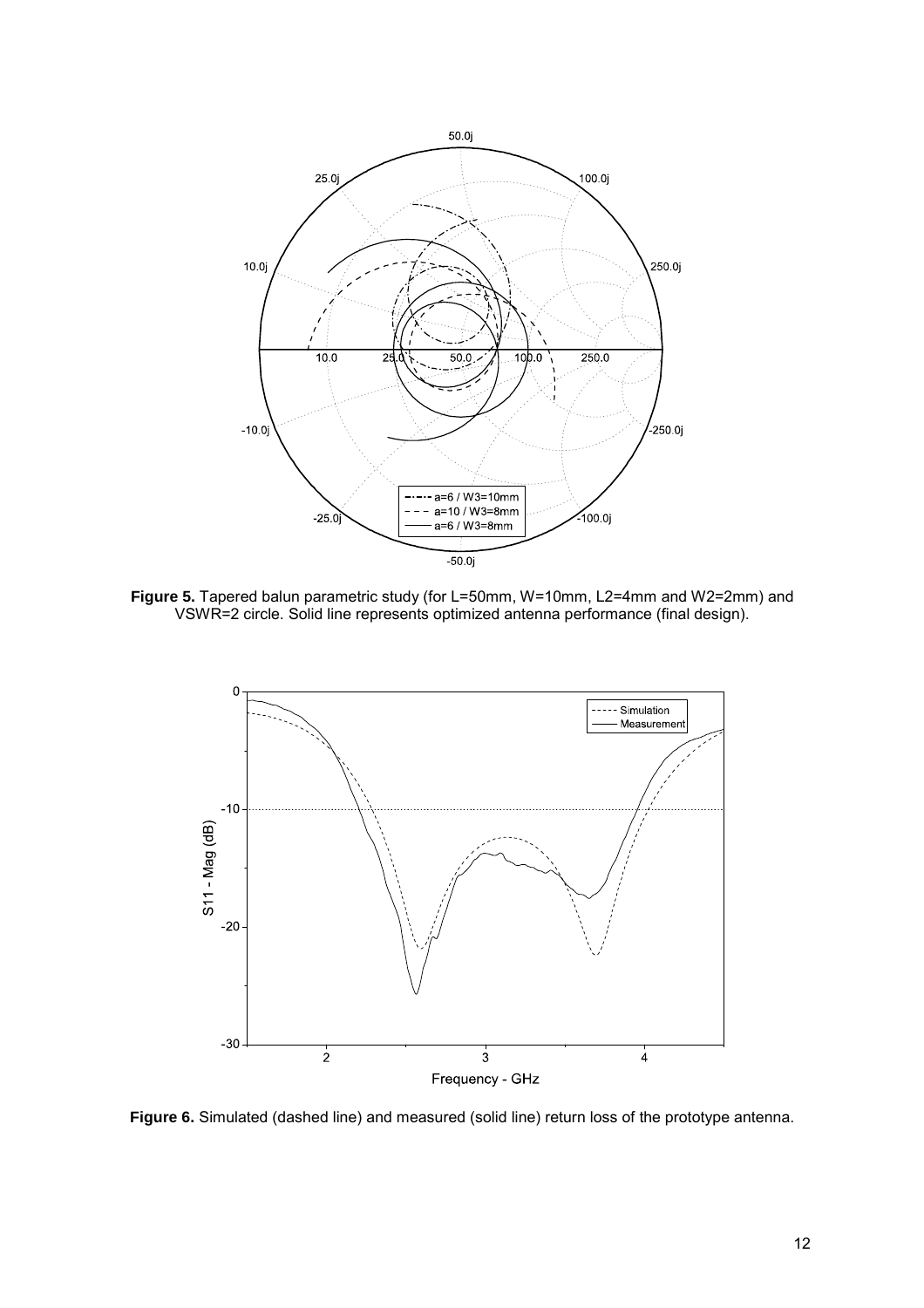**Figure 5.** Tapered balun parametric study (for L=50mm, W=10mm, L2=4mm and W2=2mm) and VSWR=2 circle. Solid line represents optimized antenna performance (final design).

**Figure 6.** Simulated (dashed line) and measured (solid line) return loss of the prototype antenna.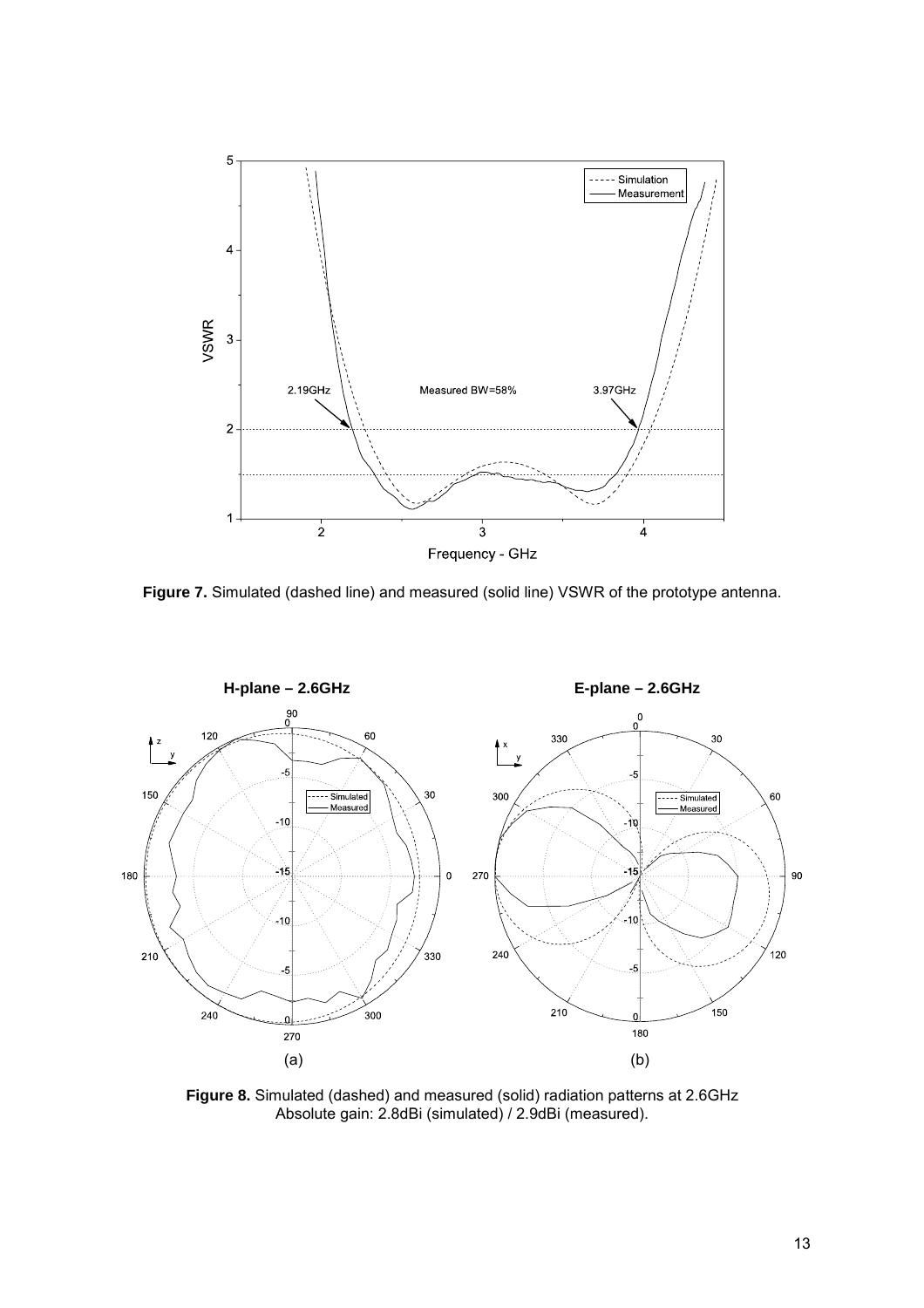**Figure 7.** Simulated (dashed line) and measured (solid line) VSWR of the prototype antenna.

**Figure 8.** Simulated (dashed) and measured (solid) radiation patterns at 2.6GHz Absolute gain: 2.8dBi (simulated) / 2.9dBi (measured).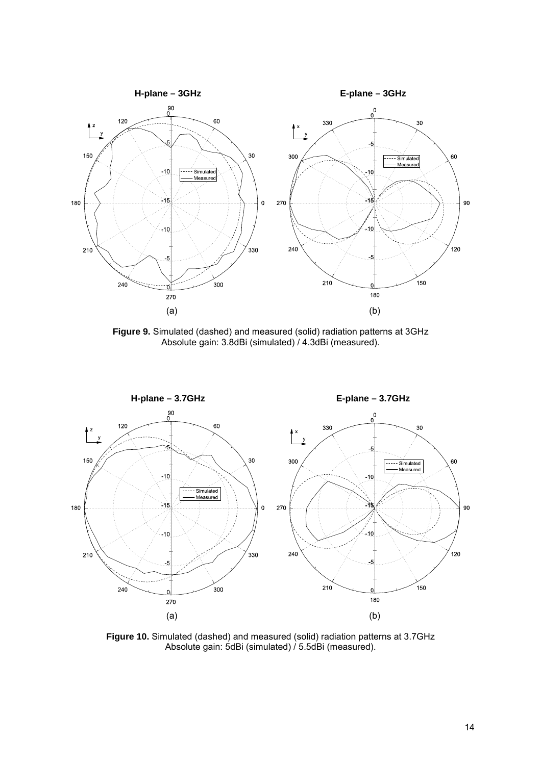**Figure 9.** Simulated (dashed) and measured (solid) radiation patterns at 3GHz
Absolute gain: 3.8dBi (simulated) / 4.3dBi (measured).

**Figure 10.** Simulated (dashed) and measured (solid) radiation patterns at 3.7GHz
Absolute gain: 5dBi (simulated) / 5.5dBi (measured).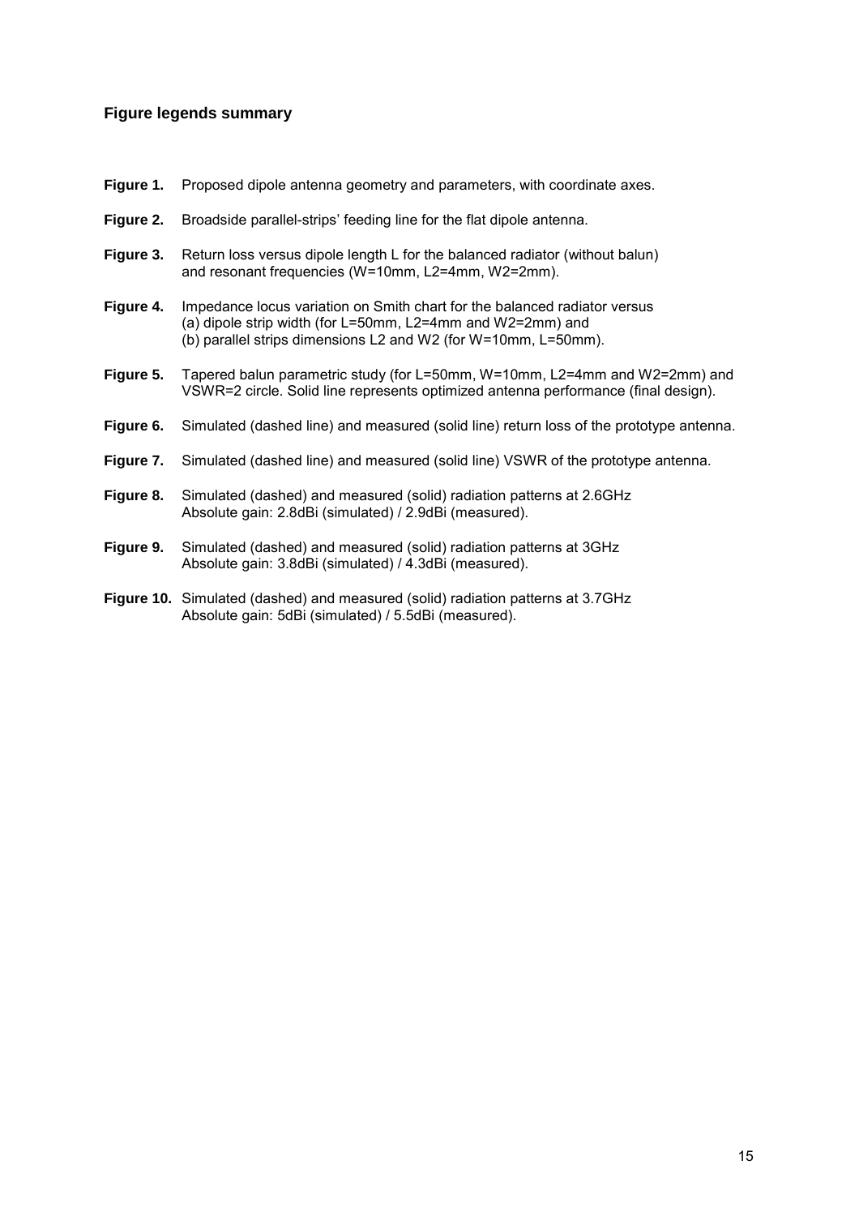### Figure legends summary

**Figure 1.** Proposed dipole antenna geometry and parameters, with coordinate axes.

**Figure 2.** Broadside parallel-strips' feeding line for the flat dipole antenna.

**Figure 3.** Return loss versus dipole length L for the balanced radiator (without balun) and resonant frequencies (W=10mm, L2=4mm, W2=2mm).

**Figure 4.** Impedance locus variation on Smith chart for the balanced radiator versus
(a) dipole strip width (for L=50mm, L2=4mm and W2=2mm) and
(b) parallel strips dimensions L2 and W2 (for W=10mm, L=50mm).

**Figure 5.** Tapered balun parametric study (for L=50mm, W=10mm, L2=4mm and W2=2mm) and VSWR=2 circle. Solid line represents optimized antenna performance (final design).

**Figure 6.** Simulated (dashed line) and measured (solid line) return loss of the prototype antenna.

**Figure 7.** Simulated (dashed line) and measured (solid line) VSWR of the prototype antenna.

**Figure 8.** Simulated (dashed) and measured (solid) radiation patterns at 2.6GHz
Absolute gain: 2.8dBi (simulated) / 2.9dBi (measured).

**Figure 9.** Simulated (dashed) and measured (solid) radiation patterns at 3GHz
Absolute gain: 3.8dBi (simulated) / 4.3dBi (measured).

**Figure 10.** Simulated (dashed) and measured (solid) radiation patterns at 3.7GHz
Absolute gain: 5dBi (simulated) / 5.5dBi (measured).